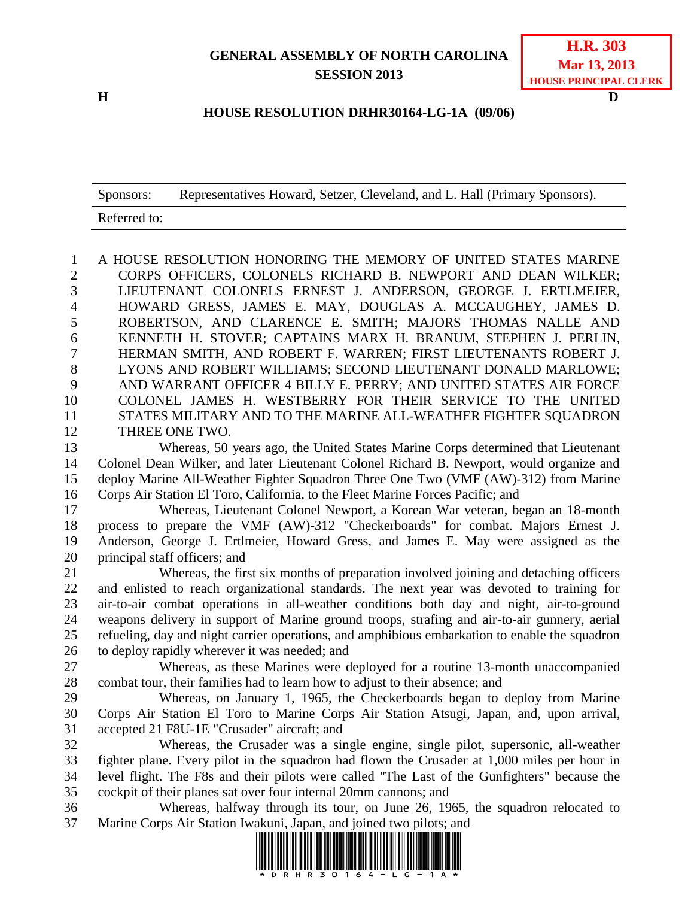**GENERAL ASSEMBLY OF NORTH CAROLINA**
**SESSION 2013**

**H.R. 303**
**Mar 13, 2013**
**HOUSE PRINCIPAL CLERK**

**H** **D**

**HOUSE RESOLUTION DRHR30164-LG-1A (09/06)**

| Sponsors: | Representatives Howard, Setzer, Cleveland, and L. Hall (Primary Sponsors). |
|---|---|
| Referred to: | |

A HOUSE RESOLUTION HONORING THE MEMORY OF UNITED STATES MARINE CORPS OFFICERS, COLONELS RICHARD B. NEWPORT AND DEAN WILKER; LIEUTENANT COLONELS ERNEST J. ANDERSON, GEORGE J. ERTLMEIER, HOWARD GRESS, JAMES E. MAY, DOUGLAS A. MCCAUGHEY, JAMES D. ROBERTSON, AND CLARENCE E. SMITH; MAJORS THOMAS NALLE AND KENNETH H. STOVER; CAPTAINS MARX H. BRANUM, STEPHEN J. PERLIN, HERMAN SMITH, AND ROBERT F. WARREN; FIRST LIEUTENANTS ROBERT J. LYONS AND ROBERT WILLIAMS; SECOND LIEUTENANT DONALD MARLOWE; AND WARRANT OFFICER 4 BILLY E. PERRY; AND UNITED STATES AIR FORCE COLONEL JAMES H. WESTBERRY FOR THEIR SERVICE TO THE UNITED STATES MILITARY AND TO THE MARINE ALL-WEATHER FIGHTER SQUADRON THREE ONE TWO.

Whereas, 50 years ago, the United States Marine Corps determined that Lieutenant Colonel Dean Wilker, and later Lieutenant Colonel Richard B. Newport, would organize and deploy Marine All-Weather Fighter Squadron Three One Two (VMF (AW)-312) from Marine Corps Air Station El Toro, California, to the Fleet Marine Forces Pacific; and

Whereas, Lieutenant Colonel Newport, a Korean War veteran, began an 18-month process to prepare the VMF (AW)-312 "Checkerboards" for combat. Majors Ernest J. Anderson, George J. Ertlmeier, Howard Gress, and James E. May were assigned as the principal staff officers; and

Whereas, the first six months of preparation involved joining and detaching officers and enlisted to reach organizational standards. The next year was devoted to training for air-to-air combat operations in all-weather conditions both day and night, air-to-ground weapons delivery in support of Marine ground troops, strafing and air-to-air gunnery, aerial refueling, day and night carrier operations, and amphibious embarkation to enable the squadron to deploy rapidly wherever it was needed; and

Whereas, as these Marines were deployed for a routine 13-month unaccompanied combat tour, their families had to learn how to adjust to their absence; and

Whereas, on January 1, 1965, the Checkerboards began to deploy from Marine Corps Air Station El Toro to Marine Corps Air Station Atsugi, Japan, and, upon arrival, accepted 21 F8U-1E "Crusader" aircraft; and

Whereas, the Crusader was a single engine, single pilot, supersonic, all-weather fighter plane. Every pilot in the squadron had flown the Crusader at 1,000 miles per hour in level flight. The F8s and their pilots were called "The Last of the Gunfighters" because the cockpit of their planes sat over four internal 20mm cannons; and

Whereas, halfway through its tour, on June 26, 1965, the squadron relocated to Marine Corps Air Station Iwakuni, Japan, and joined two pilots; and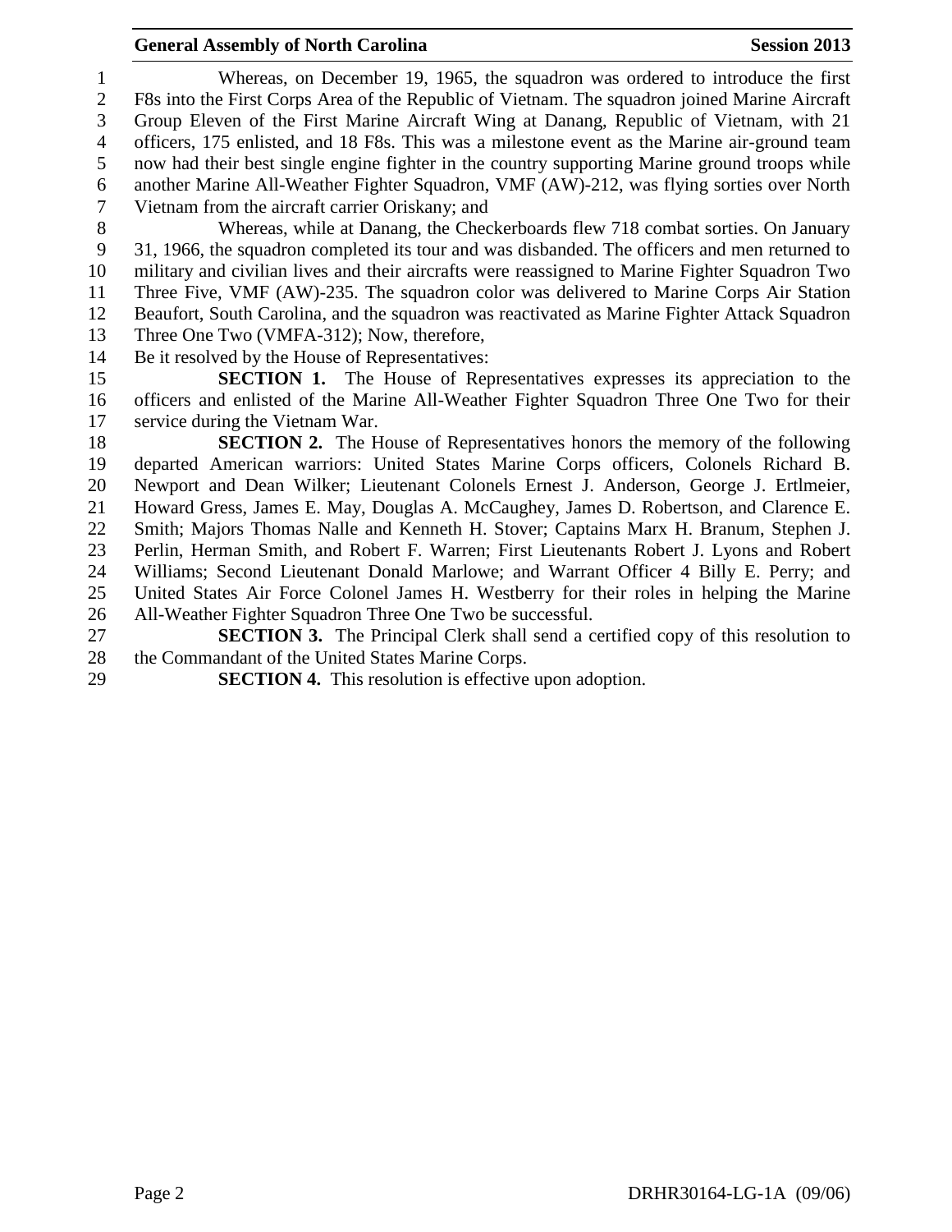Whereas, on December 19, 1965, the squadron was ordered to introduce the first F8s into the First Corps Area of the Republic of Vietnam. The squadron joined Marine Aircraft Group Eleven of the First Marine Aircraft Wing at Danang, Republic of Vietnam, with 21 officers, 175 enlisted, and 18 F8s. This was a milestone event as the Marine air-ground team now had their best single engine fighter in the country supporting Marine ground troops while another Marine All-Weather Fighter Squadron, VMF (AW)-212, was flying sorties over North Vietnam from the aircraft carrier Oriskany; and

Whereas, while at Danang, the Checkerboards flew 718 combat sorties. On January 31, 1966, the squadron completed its tour and was disbanded. The officers and men returned to military and civilian lives and their aircrafts were reassigned to Marine Fighter Squadron Two Three Five, VMF (AW)-235. The squadron color was delivered to Marine Corps Air Station Beaufort, South Carolina, and the squadron was reactivated as Marine Fighter Attack Squadron Three One Two (VMFA-312); Now, therefore,

Be it resolved by the House of Representatives:

**SECTION 1.** The House of Representatives expresses its appreciation to the officers and enlisted of the Marine All-Weather Fighter Squadron Three One Two for their service during the Vietnam War.

**SECTION 2.** The House of Representatives honors the memory of the following departed American warriors: United States Marine Corps officers, Colonels Richard B. Newport and Dean Wilker; Lieutenant Colonels Ernest J. Anderson, George J. Ertlmeier, Howard Gress, James E. May, Douglas A. McCaughey, James D. Robertson, and Clarence E. Smith; Majors Thomas Nalle and Kenneth H. Stover; Captains Marx H. Branum, Stephen J. Perlin, Herman Smith, and Robert F. Warren; First Lieutenants Robert J. Lyons and Robert Williams; Second Lieutenant Donald Marlowe; and Warrant Officer 4 Billy E. Perry; and United States Air Force Colonel James H. Westberry for their roles in helping the Marine All-Weather Fighter Squadron Three One Two be successful.

**SECTION 3.** The Principal Clerk shall send a certified copy of this resolution to the Commandant of the United States Marine Corps.

**SECTION 4.** This resolution is effective upon adoption.